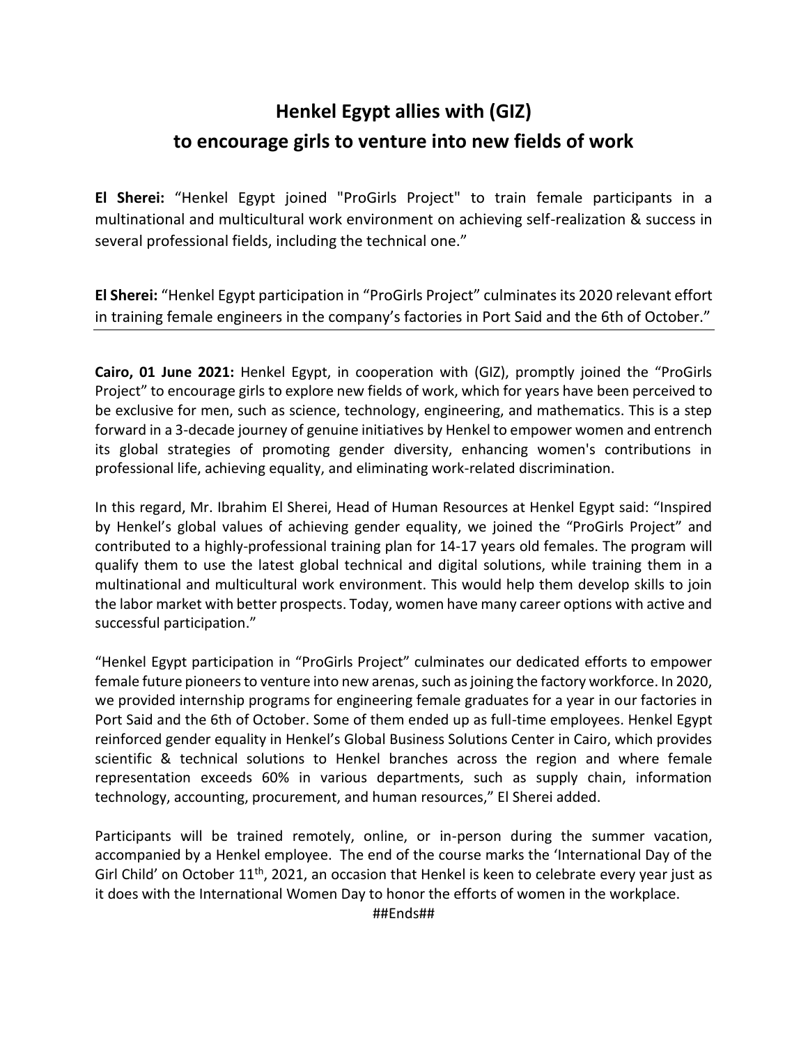# Henkel Egypt allies with (GIZ) to encourage girls to venture into new fields of work

**El Sherei:** "Henkel Egypt joined "ProGirls Project" to train female participants in a multinational and multicultural work environment on achieving self-realization & success in several professional fields, including the technical one."

**El Sherei:** "Henkel Egypt participation in "ProGirls Project" culminates its 2020 relevant effort in training female engineers in the company's factories in Port Said and the 6th of October."

---

**Cairo, 01 June 2021:** Henkel Egypt, in cooperation with (GIZ), promptly joined the "ProGirls Project" to encourage girls to explore new fields of work, which for years have been perceived to be exclusive for men, such as science, technology, engineering, and mathematics. This is a step forward in a 3-decade journey of genuine initiatives by Henkel to empower women and entrench its global strategies of promoting gender diversity, enhancing women's contributions in professional life, achieving equality, and eliminating work-related discrimination.

In this regard, Mr. Ibrahim El Sherei, Head of Human Resources at Henkel Egypt said: "Inspired by Henkel's global values of achieving gender equality, we joined the "ProGirls Project" and contributed to a highly-professional training plan for 14-17 years old females. The program will qualify them to use the latest global technical and digital solutions, while training them in a multinational and multicultural work environment. This would help them develop skills to join the labor market with better prospects. Today, women have many career options with active and successful participation."

"Henkel Egypt participation in "ProGirls Project" culminates our dedicated efforts to empower female future pioneers to venture into new arenas, such as joining the factory workforce. In 2020, we provided internship programs for engineering female graduates for a year in our factories in Port Said and the 6th of October. Some of them ended up as full-time employees. Henkel Egypt reinforced gender equality in Henkel's Global Business Solutions Center in Cairo, which provides scientific & technical solutions to Henkel branches across the region and where female representation exceeds 60% in various departments, such as supply chain, information technology, accounting, procurement, and human resources," El Sherei added.

Participants will be trained remotely, online, or in-person during the summer vacation, accompanied by a Henkel employee. The end of the course marks the 'International Day of the Girl Child' on October 11th, 2021, an occasion that Henkel is keen to celebrate every year just as it does with the International Women Day to honor the efforts of women in the workplace.

##Ends##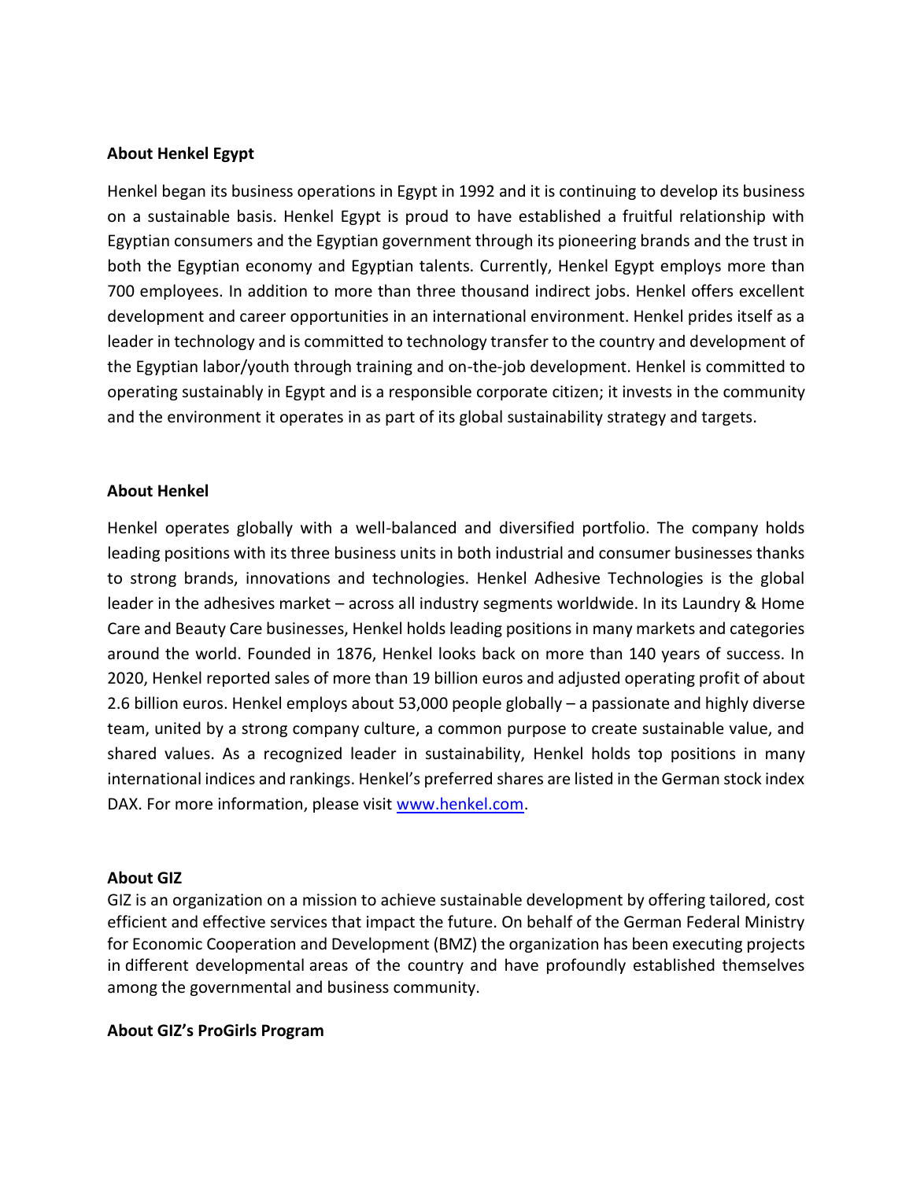**About Henkel Egypt**

Henkel began its business operations in Egypt in 1992 and it is continuing to develop its business on a sustainable basis. Henkel Egypt is proud to have established a fruitful relationship with Egyptian consumers and the Egyptian government through its pioneering brands and the trust in both the Egyptian economy and Egyptian talents. Currently, Henkel Egypt employs more than 700 employees. In addition to more than three thousand indirect jobs. Henkel offers excellent development and career opportunities in an international environment. Henkel prides itself as a leader in technology and is committed to technology transfer to the country and development of the Egyptian labor/youth through training and on-the-job development. Henkel is committed to operating sustainably in Egypt and is a responsible corporate citizen; it invests in the community and the environment it operates in as part of its global sustainability strategy and targets.

**About Henkel**

Henkel operates globally with a well-balanced and diversified portfolio. The company holds leading positions with its three business units in both industrial and consumer businesses thanks to strong brands, innovations and technologies. Henkel Adhesive Technologies is the global leader in the adhesives market – across all industry segments worldwide. In its Laundry & Home Care and Beauty Care businesses, Henkel holds leading positions in many markets and categories around the world. Founded in 1876, Henkel looks back on more than 140 years of success. In 2020, Henkel reported sales of more than 19 billion euros and adjusted operating profit of about 2.6 billion euros. Henkel employs about 53,000 people globally – a passionate and highly diverse team, united by a strong company culture, a common purpose to create sustainable value, and shared values. As a recognized leader in sustainability, Henkel holds top positions in many international indices and rankings. Henkel's preferred shares are listed in the German stock index DAX. For more information, please visit www.henkel.com.

**About GIZ**

GIZ is an organization on a mission to achieve sustainable development by offering tailored, cost efficient and effective services that impact the future. On behalf of the German Federal Ministry for Economic Cooperation and Development (BMZ) the organization has been executing projects in different developmental areas of the country and have profoundly established themselves among the governmental and business community.

**About GIZ's ProGirls Program**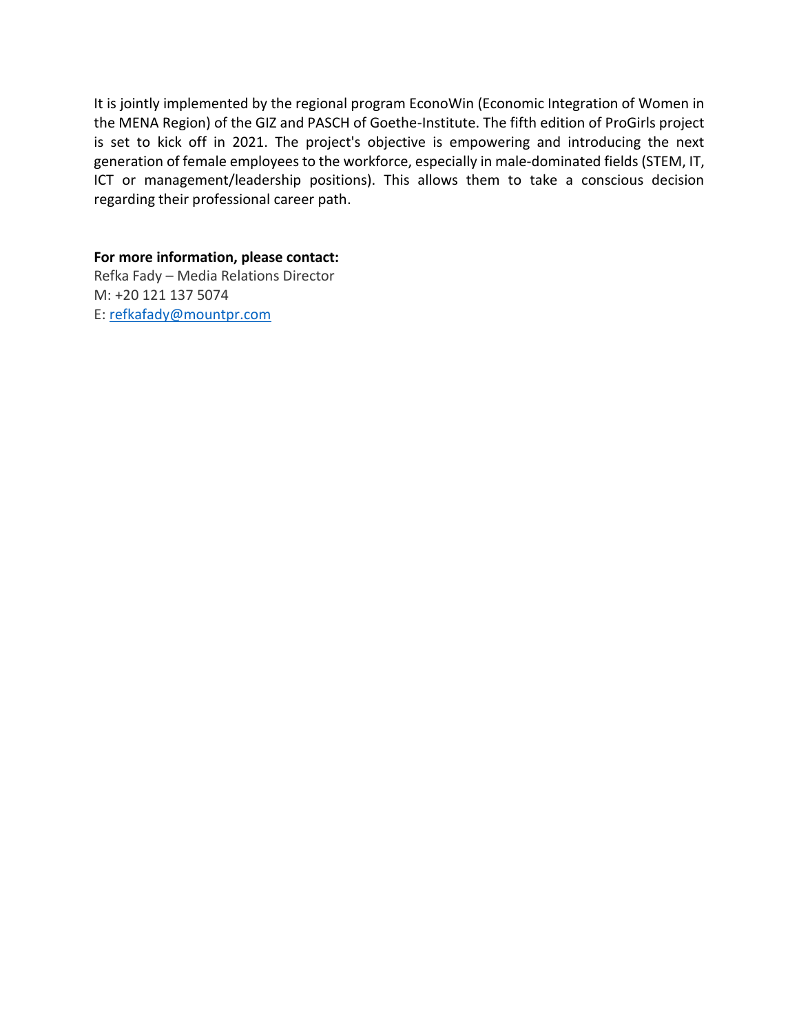It is jointly implemented by the regional program EconoWin (Economic Integration of Women in the MENA Region) of the GIZ and PASCH of Goethe-Institute. The fifth edition of ProGirls project is set to kick off in 2021. The project's objective is empowering and introducing the next generation of female employees to the workforce, especially in male-dominated fields (STEM, IT, ICT or management/leadership positions). This allows them to take a conscious decision regarding their professional career path.

**For more information, please contact:**
Refka Fady – Media Relations Director
M: +20 121 137 5074
E: refkafady@mountpr.com